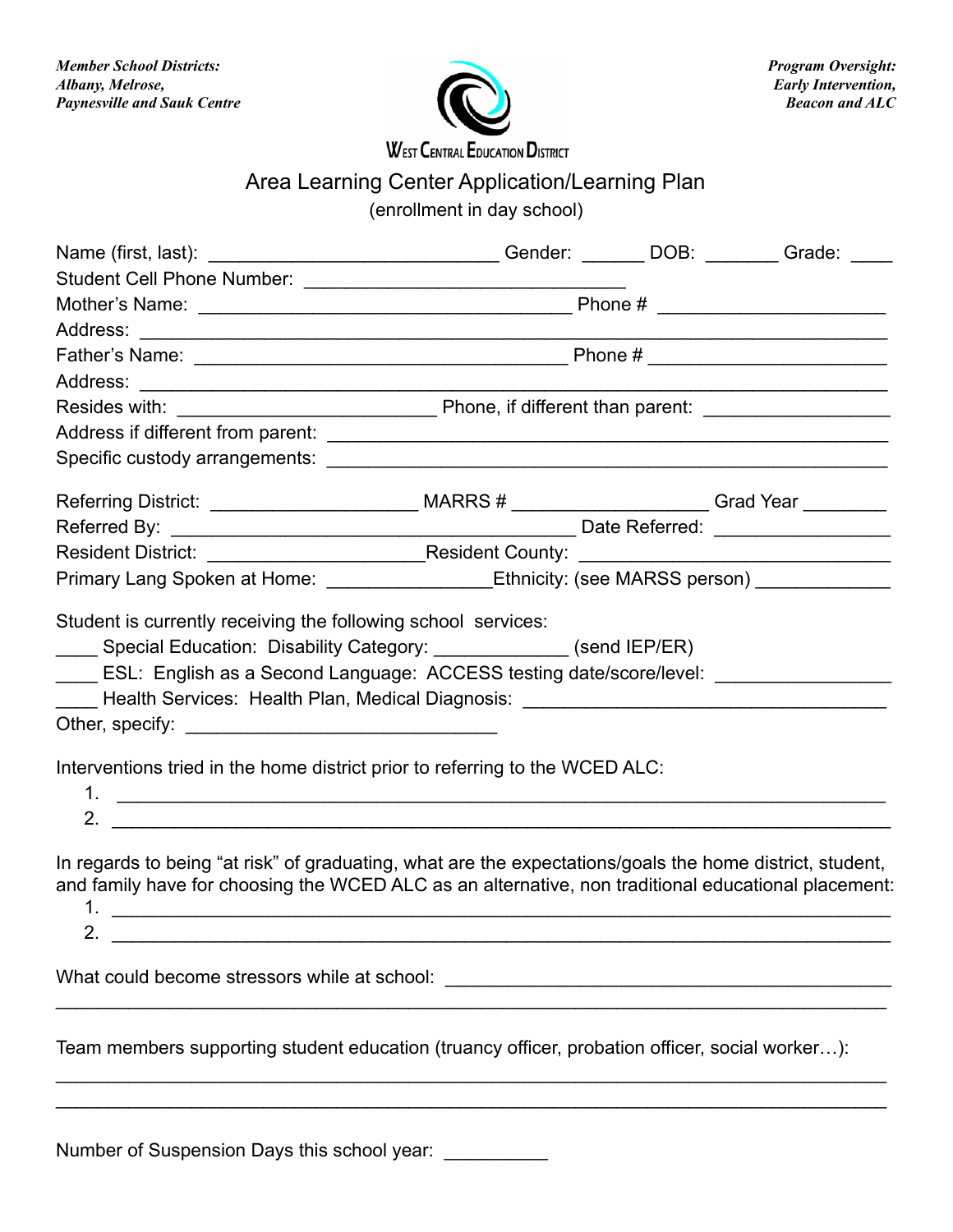*Member School Districts:*
*Albany, Melrose,*
*Paynesville and Sauk Centre*

WEST CENTRAL EDUCATION DISTRICT

*Program Oversight:*
*Early Intervention,*
*Beacon and ALC*

# Area Learning Center Application/Learning Plan

(enrollment in day school)

Name (first, last): ____________________________ Gender: ______ DOB: _______ Grade: ____
Student Cell Phone Number: _______________________________
Mother's Name: ____________________________________ Phone # ______________________
Address: _____________________________________________________________________
Father's Name: ____________________________________ Phone # _______________________
Address: _____________________________________________________________________
Resides with: _________________________ Phone, if different than parent: __________________
Address if different from parent: _______________________________________________________
Specific custody arrangements: _______________________________________________________

Referring District: ____________________ MARRS # ___________________ Grad Year ________
Referred By: _______________________________________ Date Referred: _________________
Resident District: _____________________Resident County: ______________________________
Primary Lang Spoken at Home: ________________Ethnicity: (see MARSS person) _____________

Student is currently receiving the following school services:
____ Special Education: Disability Category: _____________ (send IEP/ER)
____ ESL: English as a Second Language: ACCESS testing date/score/level: _________________
____ Health Services: Health Plan, Medical Diagnosis: ___________________________________
Other, specify: _______________________________

Interventions tried in the home district prior to referring to the WCED ALC:

1. __________________________________________________________________________
2. __________________________________________________________________________

In regards to being "at risk" of graduating, what are the expectations/goals the home district, student, and family have for choosing the WCED ALC as an alternative, non traditional educational placement:

1. __________________________________________________________________________
2. __________________________________________________________________________

What could become stressors while at school: ____________________________________________
______________________________________________________________________________

Team members supporting student education (truancy officer, probation officer, social worker…):
______________________________________________________________________________
______________________________________________________________________________

Number of Suspension Days this school year: __________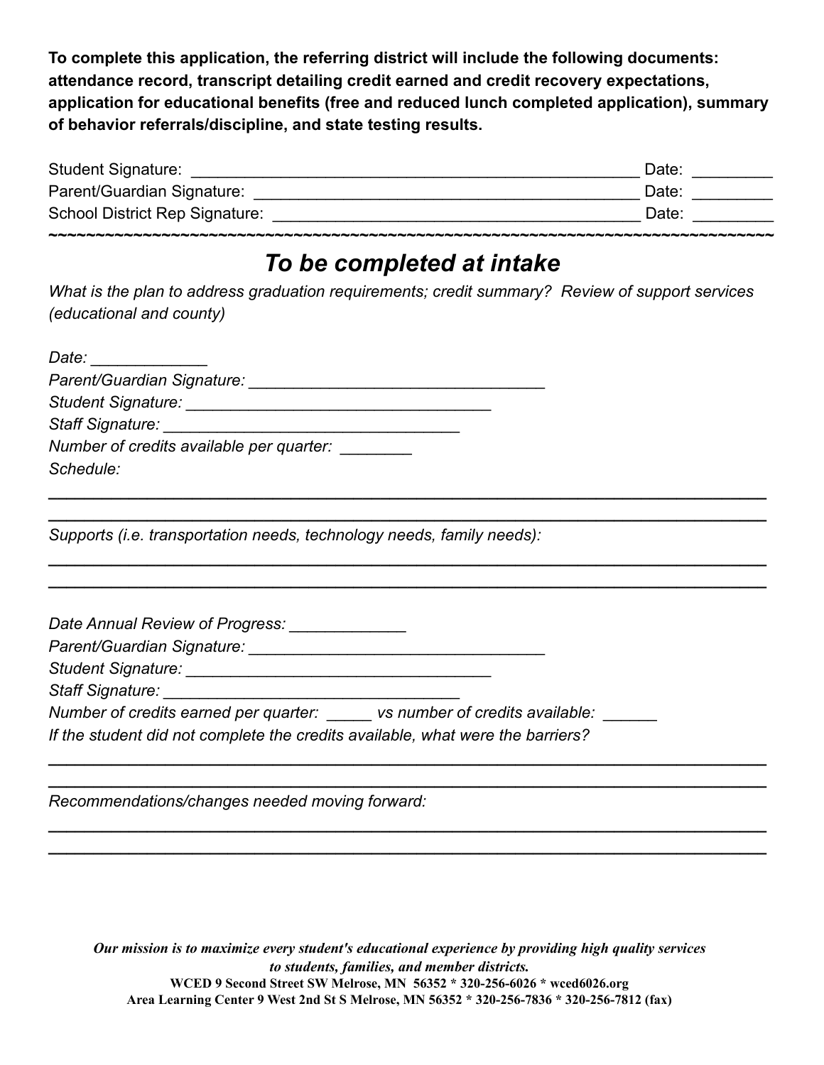**To complete this application, the referring district will include the following documents: attendance record, transcript detailing credit earned and credit recovery expectations, application for educational benefits (free and reduced lunch completed application), summary of behavior referrals/discipline, and state testing results.**

Student Signature: ___________________________________________________ Date: _________
Parent/Guardian Signature: ____________________________________________ Date: _________
School District Rep Signature: __________________________________________ Date: _________

~~~~~~~~~~~~~~~~~~~~~~~~~~~~~~~~~~~~~~~~~~~~~~~~~~~~~~~~~~~~~~~~~~~~~~~~~~~~~~~~

## *To be completed at intake*

*What is the plan to address graduation requirements; credit summary? Review of support services (educational and county)*

*Date:* _____________
*Parent/Guardian Signature:* _________________________________
*Student Signature:* __________________________________
*Staff Signature:* _________________________________
*Number of credits available per quarter:* ________
*Schedule:*

________________________________________________________________________________
________________________________________________________________________________

*Supports (i.e. transportation needs, technology needs, family needs):*

________________________________________________________________________________
________________________________________________________________________________

*Date Annual Review of Progress:* _____________
*Parent/Guardian Signature:* _________________________________
*Student Signature:* __________________________________
*Staff Signature:* _________________________________
*Number of credits earned per quarter:* _____ *vs number of credits available:* ______
*If the student did not complete the credits available, what were the barriers?*

________________________________________________________________________________
________________________________________________________________________________

*Recommendations/changes needed moving forward:*

________________________________________________________________________________
________________________________________________________________________________

***Our mission is to maximize every student's educational experience by providing high quality services to students, families, and member districts.***

**WCED 9 Second Street SW Melrose, MN 56352 * 320-256-6026 * wced6026.org**
**Area Learning Center 9 West 2nd St S Melrose, MN 56352 * 320-256-7836 * 320-256-7812 (fax)**